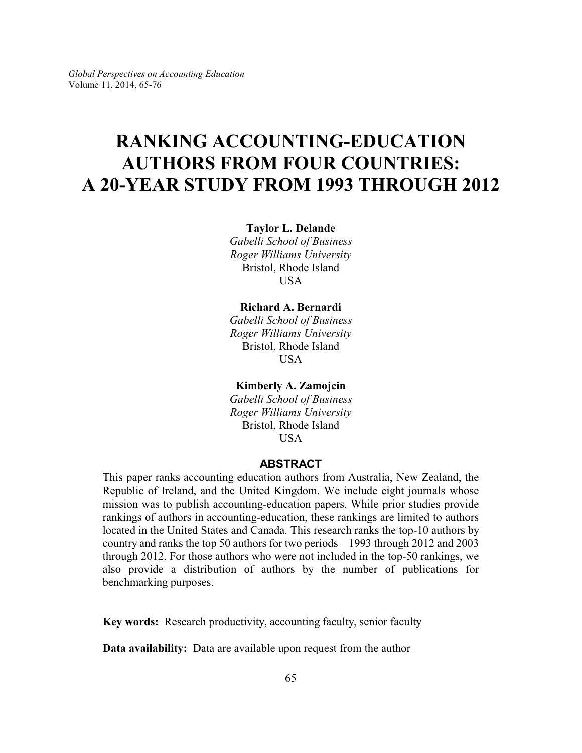# RANKING ACCOUNTING-EDUCATION AUTHORS FROM FOUR COUNTRIES: A 20-YEAR STUDY FROM 1993 THROUGH 2012

**Taylor L. Delande**
*Gabelli School of Business*
*Roger Williams University*
Bristol, Rhode Island
USA

**Richard A. Bernardi**
*Gabelli School of Business*
*Roger Williams University*
Bristol, Rhode Island
USA

**Kimberly A. Zamojcin**
*Gabelli School of Business*
*Roger Williams University*
Bristol, Rhode Island
USA

## ABSTRACT

This paper ranks accounting education authors from Australia, New Zealand, the Republic of Ireland, and the United Kingdom. We include eight journals whose mission was to publish accounting-education papers. While prior studies provide rankings of authors in accounting-education, these rankings are limited to authors located in the United States and Canada. This research ranks the top-10 authors by country and ranks the top 50 authors for two periods – 1993 through 2012 and 2003 through 2012. For those authors who were not included in the top-50 rankings, we also provide a distribution of authors by the number of publications for benchmarking purposes.

**Key words:** Research productivity, accounting faculty, senior faculty

**Data availability:** Data are available upon request from the author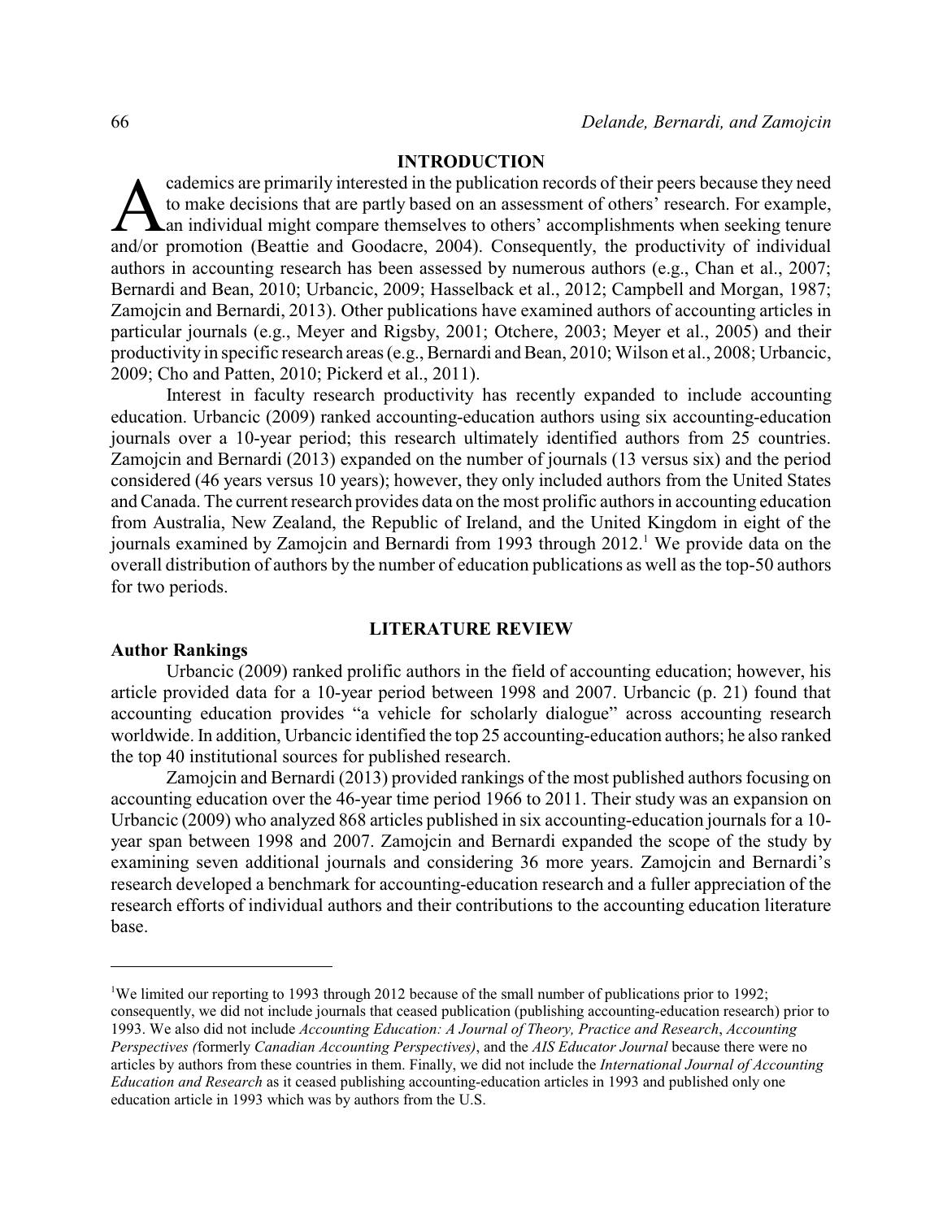## INTRODUCTION

Academics are primarily interested in the publication records of their peers because they need to make decisions that are partly based on an assessment of others' research. For example, an individual might compare themselves to others' accomplishments when seeking tenure and/or promotion (Beattie and Goodacre, 2004). Consequently, the productivity of individual authors in accounting research has been assessed by numerous authors (e.g., Chan et al., 2007; Bernardi and Bean, 2010; Urbancic, 2009; Hasselback et al., 2012; Campbell and Morgan, 1987; Zamojcin and Bernardi, 2013). Other publications have examined authors of accounting articles in particular journals (e.g., Meyer and Rigsby, 2001; Otchere, 2003; Meyer et al., 2005) and their productivity in specific research areas (e.g., Bernardi and Bean, 2010; Wilson et al., 2008; Urbancic, 2009; Cho and Patten, 2010; Pickerd et al., 2011).

Interest in faculty research productivity has recently expanded to include accounting education. Urbancic (2009) ranked accounting-education authors using six accounting-education journals over a 10-year period; this research ultimately identified authors from 25 countries. Zamojcin and Bernardi (2013) expanded on the number of journals (13 versus six) and the period considered (46 years versus 10 years); however, they only included authors from the United States and Canada. The current research provides data on the most prolific authors in accounting education from Australia, New Zealand, the Republic of Ireland, and the United Kingdom in eight of the journals examined by Zamojcin and Bernardi from 1993 through 2012.[1] We provide data on the overall distribution of authors by the number of education publications as well as the top-50 authors for two periods.

## LITERATURE REVIEW

### Author Rankings

Urbancic (2009) ranked prolific authors in the field of accounting education; however, his article provided data for a 10-year period between 1998 and 2007. Urbancic (p. 21) found that accounting education provides "a vehicle for scholarly dialogue" across accounting research worldwide. In addition, Urbancic identified the top 25 accounting-education authors; he also ranked the top 40 institutional sources for published research.

Zamojcin and Bernardi (2013) provided rankings of the most published authors focusing on accounting education over the 46-year time period 1966 to 2011. Their study was an expansion on Urbancic (2009) who analyzed 868 articles published in six accounting-education journals for a 10-year span between 1998 and 2007. Zamojcin and Bernardi expanded the scope of the study by examining seven additional journals and considering 36 more years. Zamojcin and Bernardi's research developed a benchmark for accounting-education research and a fuller appreciation of the research efforts of individual authors and their contributions to the accounting education literature base.

---

[1]We limited our reporting to 1993 through 2012 because of the small number of publications prior to 1992; consequently, we did not include journals that ceased publication (publishing accounting-education research) prior to 1993. We also did not include *Accounting Education: A Journal of Theory, Practice and Research*, *Accounting Perspectives (*formerly *Canadian Accounting Perspectives)*, and the *AIS Educator Journal* because there were no articles by authors from these countries in them. Finally, we did not include the *International Journal of Accounting Education and Research* as it ceased publishing accounting-education articles in 1993 and published only one education article in 1993 which was by authors from the U.S.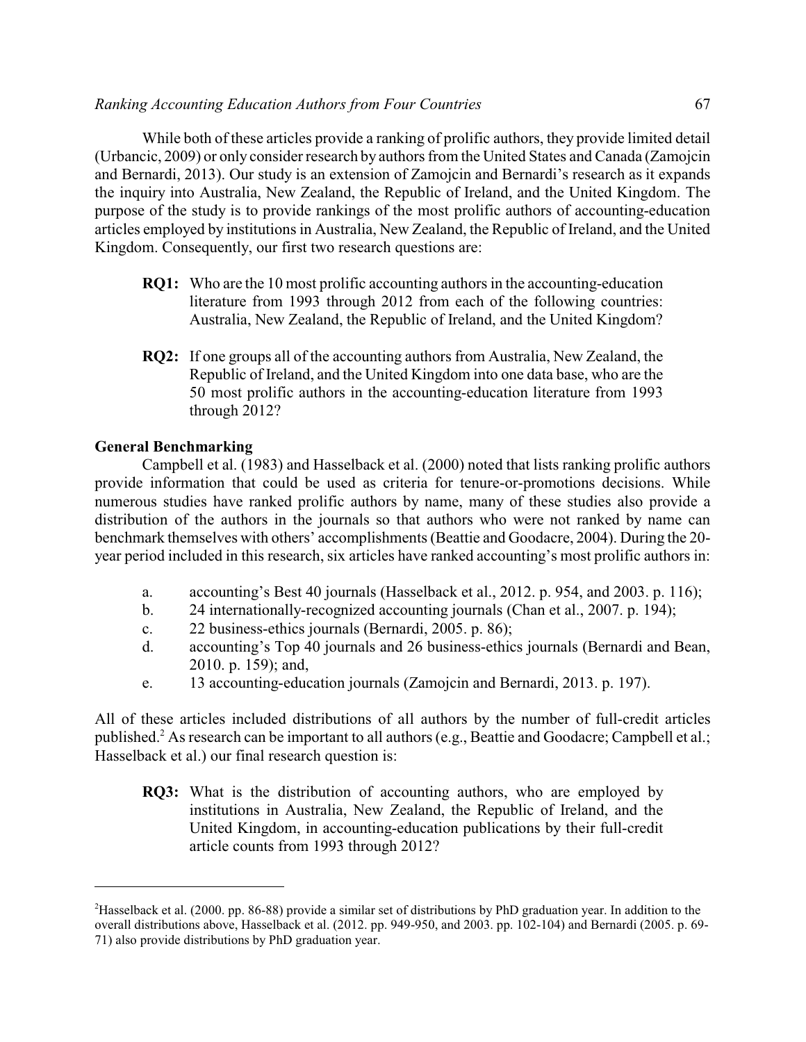While both of these articles provide a ranking of prolific authors, they provide limited detail (Urbancic, 2009) or only consider research by authors from the United States and Canada (Zamojcin and Bernardi, 2013). Our study is an extension of Zamojcin and Bernardi's research as it expands the inquiry into Australia, New Zealand, the Republic of Ireland, and the United Kingdom. The purpose of the study is to provide rankings of the most prolific authors of accounting-education articles employed by institutions in Australia, New Zealand, the Republic of Ireland, and the United Kingdom. Consequently, our first two research questions are:

> **RQ1:** Who are the 10 most prolific accounting authors in the accounting-education literature from 1993 through 2012 from each of the following countries: Australia, New Zealand, the Republic of Ireland, and the United Kingdom?

> **RQ2:** If one groups all of the accounting authors from Australia, New Zealand, the Republic of Ireland, and the United Kingdom into one data base, who are the 50 most prolific authors in the accounting-education literature from 1993 through 2012?

**General Benchmarking**

Campbell et al. (1983) and Hasselback et al. (2000) noted that lists ranking prolific authors provide information that could be used as criteria for tenure-or-promotions decisions. While numerous studies have ranked prolific authors by name, many of these studies also provide a distribution of the authors in the journals so that authors who were not ranked by name can benchmark themselves with others' accomplishments (Beattie and Goodacre, 2004). During the 20-year period included in this research, six articles have ranked accounting's most prolific authors in:

a. accounting's Best 40 journals (Hasselback et al., 2012. p. 954, and 2003. p. 116);
b. 24 internationally-recognized accounting journals (Chan et al., 2007. p. 194);
c. 22 business-ethics journals (Bernardi, 2005. p. 86);
d. accounting's Top 40 journals and 26 business-ethics journals (Bernardi and Bean, 2010. p. 159); and,
e. 13 accounting-education journals (Zamojcin and Bernardi, 2013. p. 197).

All of these articles included distributions of all authors by the number of full-credit articles published.[2] As research can be important to all authors (e.g., Beattie and Goodacre; Campbell et al.; Hasselback et al.) our final research question is:

> **RQ3:** What is the distribution of accounting authors, who are employed by institutions in Australia, New Zealand, the Republic of Ireland, and the United Kingdom, in accounting-education publications by their full-credit article counts from 1993 through 2012?

---

[2]Hasselback et al. (2000. pp. 86-88) provide a similar set of distributions by PhD graduation year. In addition to the overall distributions above, Hasselback et al. (2012. pp. 949-950, and 2003. pp. 102-104) and Bernardi (2005. p. 69-71) also provide distributions by PhD graduation year.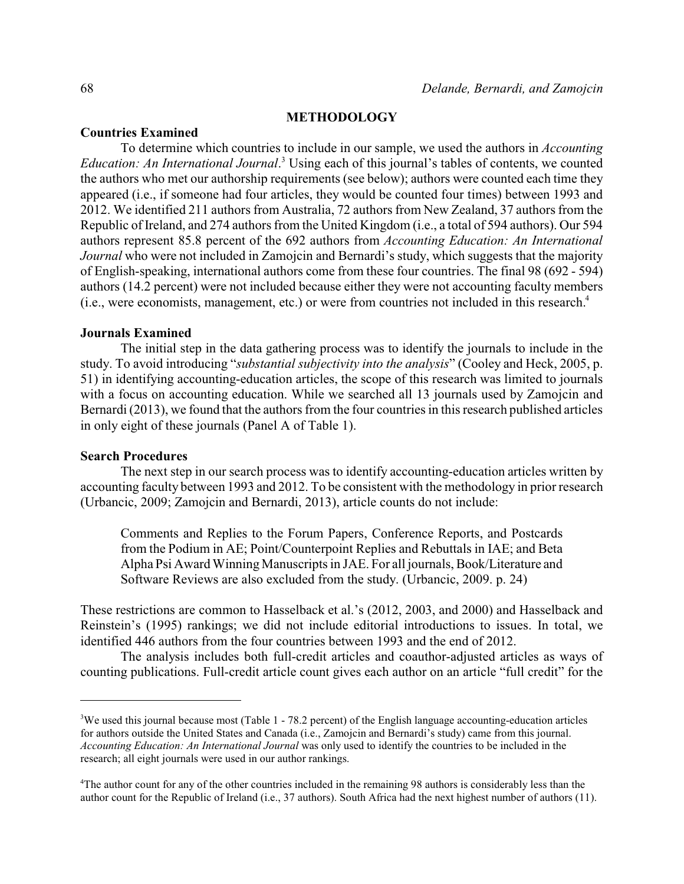## METHODOLOGY

### Countries Examined

To determine which countries to include in our sample, we used the authors in *Accounting Education: An International Journal*.[3] Using each of this journal's tables of contents, we counted the authors who met our authorship requirements (see below); authors were counted each time they appeared (i.e., if someone had four articles, they would be counted four times) between 1993 and 2012. We identified 211 authors from Australia, 72 authors from New Zealand, 37 authors from the Republic of Ireland, and 274 authors from the United Kingdom (i.e., a total of 594 authors). Our 594 authors represent 85.8 percent of the 692 authors from *Accounting Education: An International Journal* who were not included in Zamojcin and Bernardi's study, which suggests that the majority of English-speaking, international authors come from these four countries. The final 98 (692 - 594) authors (14.2 percent) were not included because either they were not accounting faculty members (i.e., were economists, management, etc.) or were from countries not included in this research.[4]

### Journals Examined

The initial step in the data gathering process was to identify the journals to include in the study. To avoid introducing "*substantial subjectivity into the analysis*" (Cooley and Heck, 2005, p. 51) in identifying accounting-education articles, the scope of this research was limited to journals with a focus on accounting education. While we searched all 13 journals used by Zamojcin and Bernardi (2013), we found that the authors from the four countries in this research published articles in only eight of these journals (Panel A of Table 1).

### Search Procedures

The next step in our search process was to identify accounting-education articles written by accounting faculty between 1993 and 2012. To be consistent with the methodology in prior research (Urbancic, 2009; Zamojcin and Bernardi, 2013), article counts do not include:

> Comments and Replies to the Forum Papers, Conference Reports, and Postcards from the Podium in AE; Point/Counterpoint Replies and Rebuttals in IAE; and Beta Alpha Psi Award Winning Manuscripts in JAE. For all journals, Book/Literature and Software Reviews are also excluded from the study. (Urbancic, 2009. p. 24)

These restrictions are common to Hasselback et al.'s (2012, 2003, and 2000) and Hasselback and Reinstein's (1995) rankings; we did not include editorial introductions to issues. In total, we identified 446 authors from the four countries between 1993 and the end of 2012.

The analysis includes both full-credit articles and coauthor-adjusted articles as ways of counting publications. Full-credit article count gives each author on an article "full credit" for the

---

[3]We used this journal because most (Table 1 - 78.2 percent) of the English language accounting-education articles for authors outside the United States and Canada (i.e., Zamojcin and Bernardi's study) came from this journal. *Accounting Education: An International Journal* was only used to identify the countries to be included in the research; all eight journals were used in our author rankings.

[4]The author count for any of the other countries included in the remaining 98 authors is considerably less than the author count for the Republic of Ireland (i.e., 37 authors). South Africa had the next highest number of authors (11).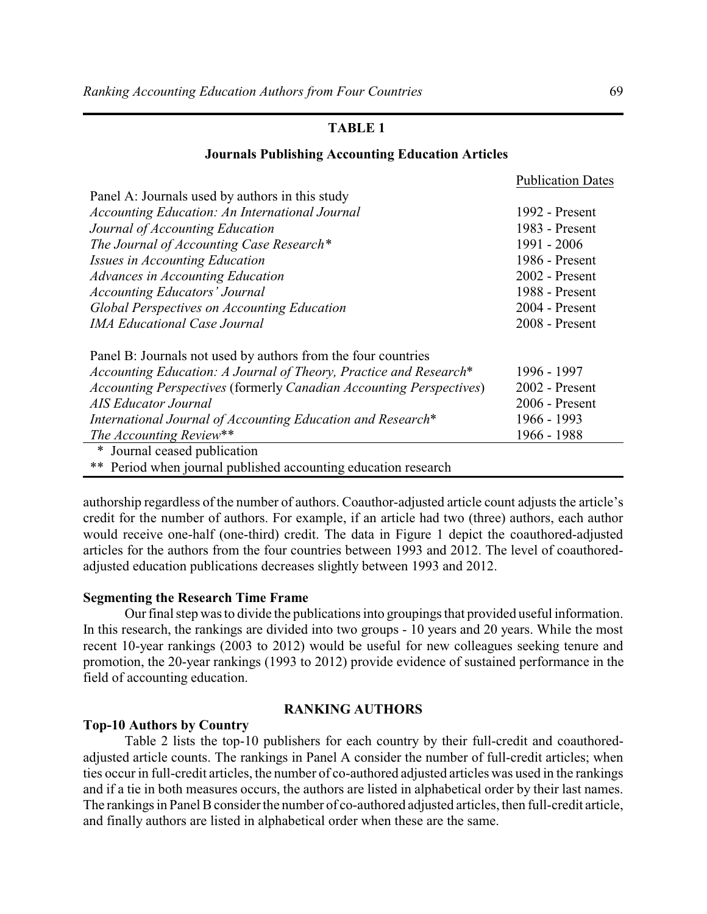**TABLE 1**

**Journals Publishing Accounting Education Articles**

| | Publication Dates |
|---|---|
| Panel A: Journals used by authors in this study | |
| *Accounting Education: An International Journal* | 1992 - Present |
| *Journal of Accounting Education* | 1983 - Present |
| *The Journal of Accounting Case Research*\* | 1991 - 2006 |
| *Issues in Accounting Education* | 1986 - Present |
| *Advances in Accounting Education* | 2002 - Present |
| *Accounting Educators' Journal* | 1988 - Present |
| *Global Perspectives on Accounting Education* | 2004 - Present |
| *IMA Educational Case Journal* | 2008 - Present |
| | |
| Panel B: Journals not used by authors from the four countries | |
| *Accounting Education: A Journal of Theory, Practice and Research*\* | 1996 - 1997 |
| *Accounting Perspectives* (formerly *Canadian Accounting Perspectives*) | 2002 - Present |
| *AIS Educator Journal* | 2006 - Present |
| *International Journal of Accounting Education and Research*\* | 1966 - 1993 |
| *The Accounting Review*\*\* | 1966 - 1988 |

\* Journal ceased publication
\*\* Period when journal published accounting education research

authorship regardless of the number of authors. Coauthor-adjusted article count adjusts the article's credit for the number of authors. For example, if an article had two (three) authors, each author would receive one-half (one-third) credit. The data in Figure 1 depict the coauthored-adjusted articles for the authors from the four countries between 1993 and 2012. The level of coauthored-adjusted education publications decreases slightly between 1993 and 2012.

### Segmenting the Research Time Frame

Our final step was to divide the publications into groupings that provided useful information. In this research, the rankings are divided into two groups - 10 years and 20 years. While the most recent 10-year rankings (2003 to 2012) would be useful for new colleagues seeking tenure and promotion, the 20-year rankings (1993 to 2012) provide evidence of sustained performance in the field of accounting education.

## RANKING AUTHORS

### Top-10 Authors by Country

Table 2 lists the top-10 publishers for each country by their full-credit and coauthored-adjusted article counts. The rankings in Panel A consider the number of full-credit articles; when ties occur in full-credit articles, the number of co-authored adjusted articles was used in the rankings and if a tie in both measures occurs, the authors are listed in alphabetical order by their last names. The rankings in Panel B consider the number of co-authored adjusted articles, then full-credit article, and finally authors are listed in alphabetical order when these are the same.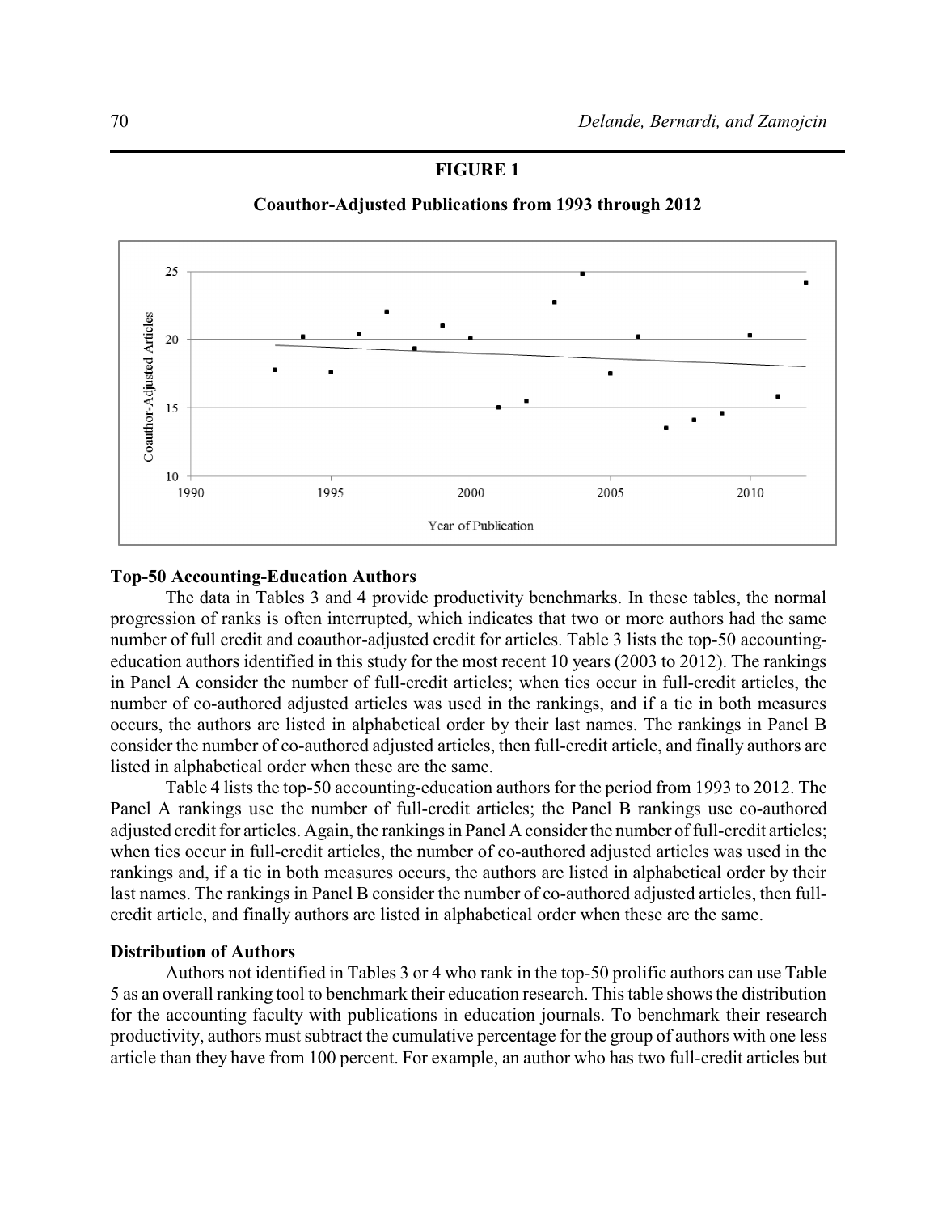**FIGURE 1**

**Coauthor-Adjusted Publications from 1993 through 2012**

### Top-50 Accounting-Education Authors

The data in Tables 3 and 4 provide productivity benchmarks. In these tables, the normal progression of ranks is often interrupted, which indicates that two or more authors had the same number of full credit and coauthor-adjusted credit for articles. Table 3 lists the top-50 accounting-education authors identified in this study for the most recent 10 years (2003 to 2012). The rankings in Panel A consider the number of full-credit articles; when ties occur in full-credit articles, the number of co-authored adjusted articles was used in the rankings, and if a tie in both measures occurs, the authors are listed in alphabetical order by their last names. The rankings in Panel B consider the number of co-authored adjusted articles, then full-credit article, and finally authors are listed in alphabetical order when these are the same.

Table 4 lists the top-50 accounting-education authors for the period from 1993 to 2012. The Panel A rankings use the number of full-credit articles; the Panel B rankings use co-authored adjusted credit for articles. Again, the rankings in Panel A consider the number of full-credit articles; when ties occur in full-credit articles, the number of co-authored adjusted articles was used in the rankings and, if a tie in both measures occurs, the authors are listed in alphabetical order by their last names. The rankings in Panel B consider the number of co-authored adjusted articles, then full-credit article, and finally authors are listed in alphabetical order when these are the same.

### Distribution of Authors

Authors not identified in Tables 3 or 4 who rank in the top-50 prolific authors can use Table 5 as an overall ranking tool to benchmark their education research. This table shows the distribution for the accounting faculty with publications in education journals. To benchmark their research productivity, authors must subtract the cumulative percentage for the group of authors with one less article than they have from 100 percent. For example, an author who has two full-credit articles but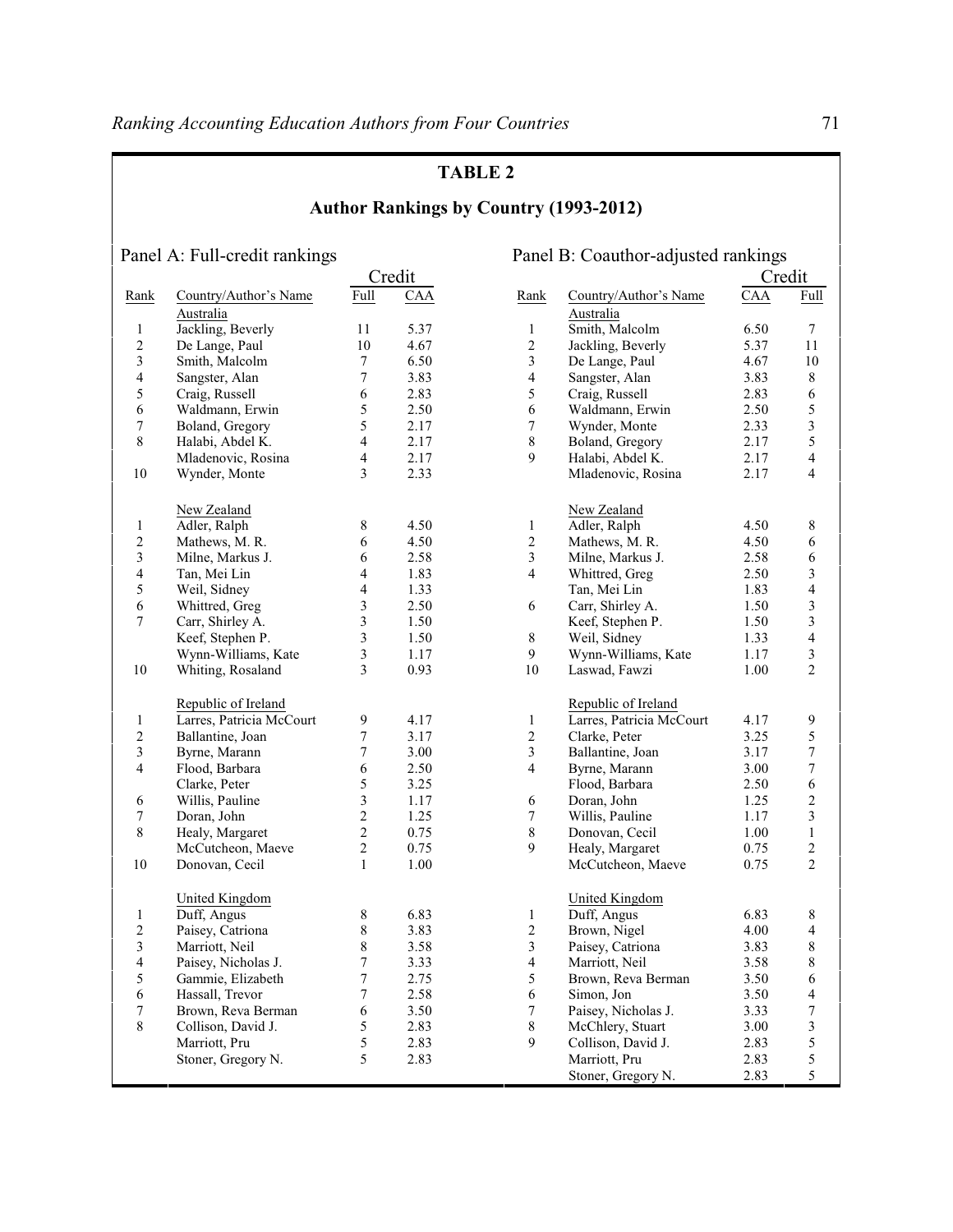## TABLE 2

### Author Rankings by Country (1993-2012)

**Panel A: Full-credit rankings**

| Rank | Country/Author's Name | Credit Full | Credit CAA |
|---|---|---|---|
| | Australia | | |
| 1 | Jackling, Beverly | 11 | 5.37 |
| 2 | De Lange, Paul | 10 | 4.67 |
| 3 | Smith, Malcolm | 7 | 6.50 |
| 4 | Sangster, Alan | 7 | 3.83 |
| 5 | Craig, Russell | 6 | 2.83 |
| 6 | Waldmann, Erwin | 5 | 2.50 |
| 7 | Boland, Gregory | 5 | 2.17 |
| 8 | Halabi, Abdel K. | 4 | 2.17 |
| | Mladenovic, Rosina | 4 | 2.17 |
| 10 | Wynder, Monte | 3 | 2.33 |
| | New Zealand | | |
| 1 | Adler, Ralph | 8 | 4.50 |
| 2 | Mathews, M. R. | 6 | 4.50 |
| 3 | Milne, Markus J. | 6 | 2.58 |
| 4 | Tan, Mei Lin | 4 | 1.83 |
| 5 | Weil, Sidney | 4 | 1.33 |
| 6 | Whittred, Greg | 3 | 2.50 |
| 7 | Carr, Shirley A. | 3 | 1.50 |
| | Keef, Stephen P. | 3 | 1.50 |
| | Wynn-Williams, Kate | 3 | 1.17 |
| 10 | Whiting, Rosaland | 3 | 0.93 |
| | Republic of Ireland | | |
| 1 | Larres, Patricia McCourt | 9 | 4.17 |
| 2 | Ballantine, Joan | 7 | 3.17 |
| 3 | Byrne, Marann | 7 | 3.00 |
| 4 | Flood, Barbara | 6 | 2.50 |
| | Clarke, Peter | 5 | 3.25 |
| 6 | Willis, Pauline | 3 | 1.17 |
| 7 | Doran, John | 2 | 1.25 |
| 8 | Healy, Margaret | 2 | 0.75 |
| | McCutcheon, Maeve | 2 | 0.75 |
| 10 | Donovan, Cecil | 1 | 1.00 |
| | United Kingdom | | |
| 1 | Duff, Angus | 8 | 6.83 |
| 2 | Paisey, Catriona | 8 | 3.83 |
| 3 | Marriott, Neil | 8 | 3.58 |
| 4 | Paisey, Nicholas J. | 7 | 3.33 |
| 5 | Gammie, Elizabeth | 7 | 2.75 |
| 6 | Hassall, Trevor | 7 | 2.58 |
| 7 | Brown, Reva Berman | 6 | 3.50 |
| 8 | Collison, David J. | 5 | 2.83 |
| | Marriott, Pru | 5 | 2.83 |
| | Stoner, Gregory N. | 5 | 2.83 |

**Panel B: Coauthor-adjusted rankings**

| Rank | Country/Author's Name | Credit CAA | Credit Full |
|---|---|---|---|
| | Australia | | |
| 1 | Smith, Malcolm | 6.50 | 7 |
| 2 | Jackling, Beverly | 5.37 | 11 |
| 3 | De Lange, Paul | 4.67 | 10 |
| 4 | Sangster, Alan | 3.83 | 8 |
| 5 | Craig, Russell | 2.83 | 6 |
| 6 | Waldmann, Erwin | 2.50 | 5 |
| 7 | Wynder, Monte | 2.33 | 3 |
| 8 | Boland, Gregory | 2.17 | 5 |
| 9 | Halabi, Abdel K. | 2.17 | 4 |
| | Mladenovic, Rosina | 2.17 | 4 |
| | New Zealand | | |
| 1 | Adler, Ralph | 4.50 | 8 |
| 2 | Mathews, M. R. | 4.50 | 6 |
| 3 | Milne, Markus J. | 2.58 | 6 |
| 4 | Whittred, Greg | 2.50 | 3 |
| | Tan, Mei Lin | 1.83 | 4 |
| 6 | Carr, Shirley A. | 1.50 | 3 |
| | Keef, Stephen P. | 1.50 | 3 |
| 8 | Weil, Sidney | 1.33 | 4 |
| 9 | Wynn-Williams, Kate | 1.17 | 3 |
| 10 | Laswad, Fawzi | 1.00 | 2 |
| | Republic of Ireland | | |
| 1 | Larres, Patricia McCourt | 4.17 | 9 |
| 2 | Clarke, Peter | 3.25 | 5 |
| 3 | Ballantine, Joan | 3.17 | 7 |
| 4 | Byrne, Marann | 3.00 | 7 |
| | Flood, Barbara | 2.50 | 6 |
| 6 | Doran, John | 1.25 | 2 |
| 7 | Willis, Pauline | 1.17 | 3 |
| 8 | Donovan, Cecil | 1.00 | 1 |
| 9 | Healy, Margaret | 0.75 | 2 |
| | McCutcheon, Maeve | 0.75 | 2 |
| | United Kingdom | | |
| 1 | Duff, Angus | 6.83 | 8 |
| 2 | Brown, Nigel | 4.00 | 4 |
| 3 | Paisey, Catriona | 3.83 | 8 |
| 4 | Marriott, Neil | 3.58 | 8 |
| 5 | Brown, Reva Berman | 3.50 | 6 |
| 6 | Simon, Jon | 3.50 | 4 |
| 7 | Paisey, Nicholas J. | 3.33 | 7 |
| 8 | McChlery, Stuart | 3.00 | 3 |
| 9 | Collison, David J. | 2.83 | 5 |
| | Marriott, Pru | 2.83 | 5 |
| | Stoner, Gregory N. | 2.83 | 5 |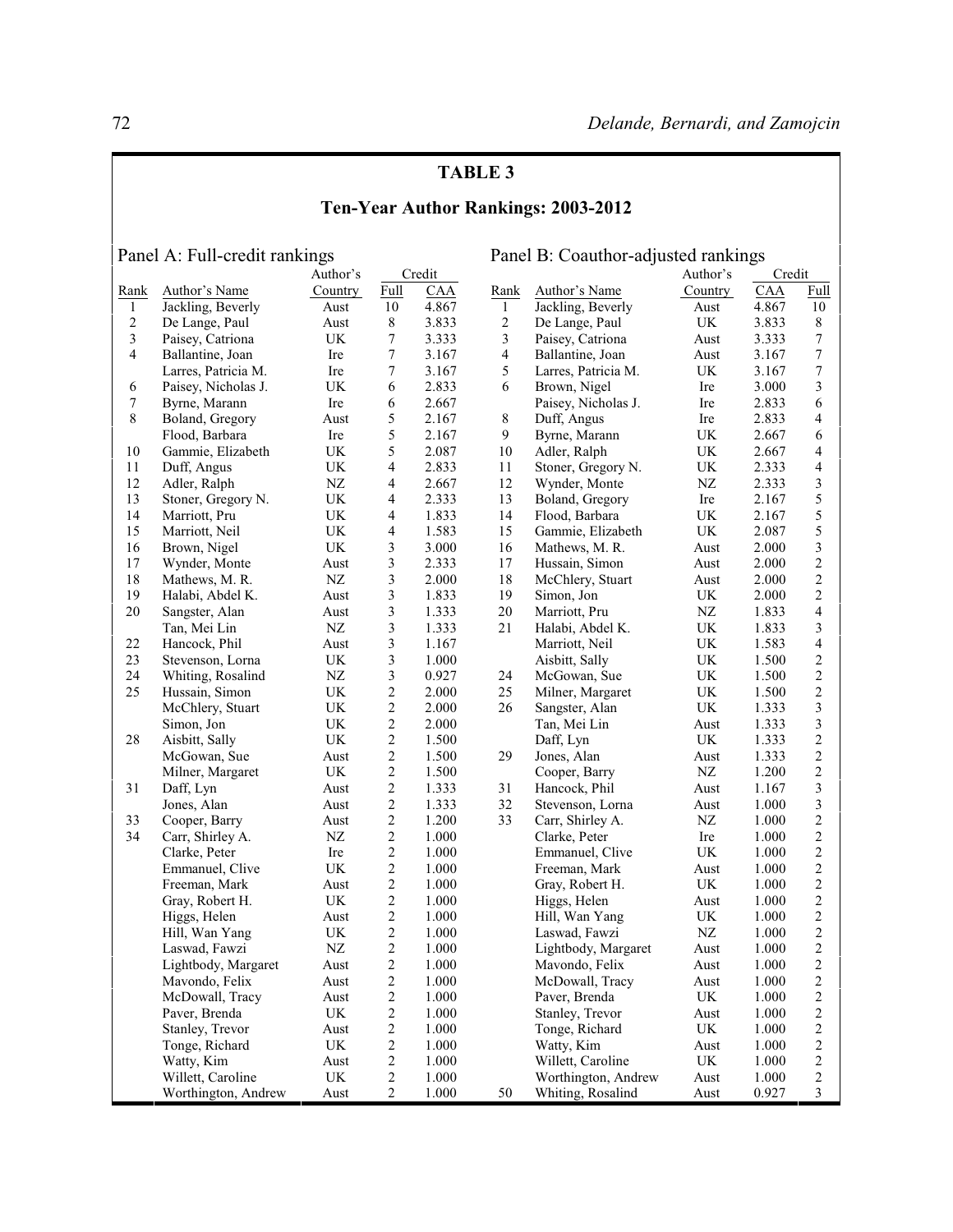**TABLE 3**

**Ten-Year Author Rankings: 2003-2012**

Panel A: Full-credit rankings

| Rank | Author's Name | Author's Country | Credit Full | Credit CAA |
|---|---|---|---|---|
| 1 | Jackling, Beverly | Aust | 10 | 4.867 |
| 2 | De Lange, Paul | Aust | 8 | 3.833 |
| 3 | Paisey, Catriona | UK | 7 | 3.333 |
| 4 | Ballantine, Joan | Ire | 7 | 3.167 |
| | Larres, Patricia M. | Ire | 7 | 3.167 |
| 6 | Paisey, Nicholas J. | UK | 6 | 2.833 |
| 7 | Byrne, Marann | Ire | 6 | 2.667 |
| 8 | Boland, Gregory | Aust | 5 | 2.167 |
| | Flood, Barbara | Ire | 5 | 2.167 |
| 10 | Gammie, Elizabeth | UK | 5 | 2.087 |
| 11 | Duff, Angus | UK | 4 | 2.833 |
| 12 | Adler, Ralph | NZ | 4 | 2.667 |
| 13 | Stoner, Gregory N. | UK | 4 | 2.333 |
| 14 | Marriott, Pru | UK | 4 | 1.833 |
| 15 | Marriott, Neil | UK | 4 | 1.583 |
| 16 | Brown, Nigel | UK | 3 | 3.000 |
| 17 | Wynder, Monte | Aust | 3 | 2.333 |
| 18 | Mathews, M. R. | NZ | 3 | 2.000 |
| 19 | Halabi, Abdel K. | Aust | 3 | 1.833 |
| 20 | Sangster, Alan | Aust | 3 | 1.333 |
| | Tan, Mei Lin | NZ | 3 | 1.333 |
| 22 | Hancock, Phil | Aust | 3 | 1.167 |
| 23 | Stevenson, Lorna | UK | 3 | 1.000 |
| 24 | Whiting, Rosalind | NZ | 3 | 0.927 |
| 25 | Hussain, Simon | UK | 2 | 2.000 |
| | McChlery, Stuart | UK | 2 | 2.000 |
| | Simon, Jon | UK | 2 | 2.000 |
| 28 | Aisbitt, Sally | UK | 2 | 1.500 |
| | McGowan, Sue | Aust | 2 | 1.500 |
| | Milner, Margaret | UK | 2 | 1.500 |
| 31 | Daff, Lyn | Aust | 2 | 1.333 |
| | Jones, Alan | Aust | 2 | 1.333 |
| 33 | Cooper, Barry | Aust | 2 | 1.200 |
| 34 | Carr, Shirley A. | NZ | 2 | 1.000 |
| | Clarke, Peter | Ire | 2 | 1.000 |
| | Emmanuel, Clive | UK | 2 | 1.000 |
| | Freeman, Mark | Aust | 2 | 1.000 |
| | Gray, Robert H. | UK | 2 | 1.000 |
| | Higgs, Helen | Aust | 2 | 1.000 |
| | Hill, Wan Yang | UK | 2 | 1.000 |
| | Laswad, Fawzi | NZ | 2 | 1.000 |
| | Lightbody, Margaret | Aust | 2 | 1.000 |
| | Mavondo, Felix | Aust | 2 | 1.000 |
| | McDowall, Tracy | Aust | 2 | 1.000 |
| | Paver, Brenda | UK | 2 | 1.000 |
| | Stanley, Trevor | Aust | 2 | 1.000 |
| | Tonge, Richard | UK | 2 | 1.000 |
| | Watty, Kim | Aust | 2 | 1.000 |
| | Willett, Caroline | UK | 2 | 1.000 |
| | Worthington, Andrew | Aust | 2 | 1.000 |

Panel B: Coauthor-adjusted rankings

| Rank | Author's Name | Author's Country | Credit CAA | Credit Full |
|---|---|---|---|---|
| 1 | Jackling, Beverly | Aust | 4.867 | 10 |
| 2 | De Lange, Paul | UK | 3.833 | 8 |
| 3 | Paisey, Catriona | Aust | 3.333 | 7 |
| 4 | Ballantine, Joan | Aust | 3.167 | 7 |
| 5 | Larres, Patricia M. | UK | 3.167 | 7 |
| 6 | Brown, Nigel | Ire | 3.000 | 3 |
| | Paisey, Nicholas J. | Ire | 2.833 | 6 |
| 8 | Duff, Angus | Ire | 2.833 | 4 |
| 9 | Byrne, Marann | UK | 2.667 | 6 |
| 10 | Adler, Ralph | UK | 2.667 | 4 |
| 11 | Stoner, Gregory N. | UK | 2.333 | 4 |
| 12 | Wynder, Monte | NZ | 2.333 | 3 |
| 13 | Boland, Gregory | Ire | 2.167 | 5 |
| 14 | Flood, Barbara | UK | 2.167 | 5 |
| 15 | Gammie, Elizabeth | UK | 2.087 | 5 |
| 16 | Mathews, M. R. | Aust | 2.000 | 3 |
| 17 | Hussain, Simon | Aust | 2.000 | 2 |
| 18 | McChlery, Stuart | Aust | 2.000 | 2 |
| 19 | Simon, Jon | UK | 2.000 | 2 |
| 20 | Marriott, Pru | NZ | 1.833 | 4 |
| 21 | Halabi, Abdel K. | UK | 1.833 | 3 |
| | Marriott, Neil | UK | 1.583 | 4 |
| | Aisbitt, Sally | UK | 1.500 | 2 |
| 24 | McGowan, Sue | UK | 1.500 | 2 |
| 25 | Milner, Margaret | UK | 1.500 | 2 |
| 26 | Sangster, Alan | UK | 1.333 | 3 |
| | Tan, Mei Lin | Aust | 1.333 | 3 |
| | Daff, Lyn | UK | 1.333 | 2 |
| 29 | Jones, Alan | Aust | 1.333 | 2 |
| | Cooper, Barry | NZ | 1.200 | 2 |
| 31 | Hancock, Phil | Aust | 1.167 | 3 |
| 32 | Stevenson, Lorna | Aust | 1.000 | 3 |
| 33 | Carr, Shirley A. | NZ | 1.000 | 2 |
| | Clarke, Peter | Ire | 1.000 | 2 |
| | Emmanuel, Clive | UK | 1.000 | 2 |
| | Freeman, Mark | Aust | 1.000 | 2 |
| | Gray, Robert H. | UK | 1.000 | 2 |
| | Higgs, Helen | Aust | 1.000 | 2 |
| | Hill, Wan Yang | UK | 1.000 | 2 |
| | Laswad, Fawzi | NZ | 1.000 | 2 |
| | Lightbody, Margaret | Aust | 1.000 | 2 |
| | Mavondo, Felix | Aust | 1.000 | 2 |
| | McDowall, Tracy | Aust | 1.000 | 2 |
| | Paver, Brenda | UK | 1.000 | 2 |
| | Stanley, Trevor | Aust | 1.000 | 2 |
| | Tonge, Richard | UK | 1.000 | 2 |
| | Watty, Kim | Aust | 1.000 | 2 |
| | Willett, Caroline | UK | 1.000 | 2 |
| | Worthington, Andrew | Aust | 1.000 | 2 |
| 50 | Whiting, Rosalind | Aust | 0.927 | 3 |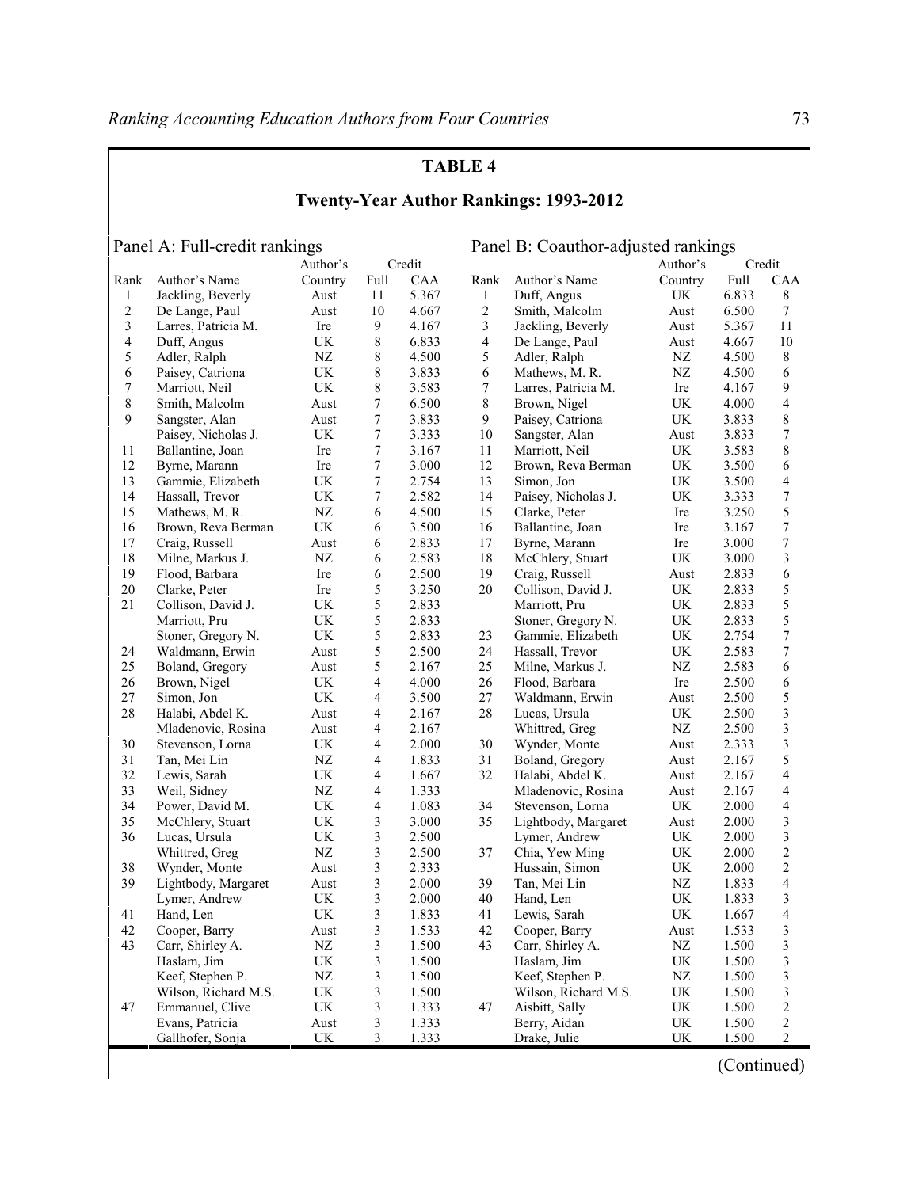## TABLE 4

### Twenty-Year Author Rankings: 1993-2012

Panel A: Full-credit rankings

| Rank | Author's Name | Author's Country | Credit Full | Credit CAA |
|---|---|---|---|---|
| 1 | Jackling, Beverly | Aust | 11 | 5.367 |
| 2 | De Lange, Paul | Aust | 10 | 4.667 |
| 3 | Larres, Patricia M. | Ire | 9 | 4.167 |
| 4 | Duff, Angus | UK | 8 | 6.833 |
| 5 | Adler, Ralph | NZ | 8 | 4.500 |
| 6 | Paisey, Catriona | UK | 8 | 3.833 |
| 7 | Marriott, Neil | UK | 8 | 3.583 |
| 8 | Smith, Malcolm | Aust | 7 | 6.500 |
| 9 | Sangster, Alan | Aust | 7 | 3.833 |
| | Paisey, Nicholas J. | UK | 7 | 3.333 |
| 11 | Ballantine, Joan | Ire | 7 | 3.167 |
| 12 | Byrne, Marann | Ire | 7 | 3.000 |
| 13 | Gammie, Elizabeth | UK | 7 | 2.754 |
| 14 | Hassall, Trevor | UK | 7 | 2.582 |
| 15 | Mathews, M. R. | NZ | 6 | 4.500 |
| 16 | Brown, Reva Berman | UK | 6 | 3.500 |
| 17 | Craig, Russell | Aust | 6 | 2.833 |
| 18 | Milne, Markus J. | NZ | 6 | 2.583 |
| 19 | Flood, Barbara | Ire | 6 | 2.500 |
| 20 | Clarke, Peter | Ire | 5 | 3.250 |
| 21 | Collison, David J. | UK | 5 | 2.833 |
| | Marriott, Pru | UK | 5 | 2.833 |
| | Stoner, Gregory N. | UK | 5 | 2.833 |
| 24 | Waldmann, Erwin | Aust | 5 | 2.500 |
| 25 | Boland, Gregory | Aust | 5 | 2.167 |
| 26 | Brown, Nigel | UK | 4 | 4.000 |
| 27 | Simon, Jon | UK | 4 | 3.500 |
| 28 | Halabi, Abdel K. | Aust | 4 | 2.167 |
| | Mladenovic, Rosina | Aust | 4 | 2.167 |
| 30 | Stevenson, Lorna | UK | 4 | 2.000 |
| 31 | Tan, Mei Lin | NZ | 4 | 1.833 |
| 32 | Lewis, Sarah | UK | 4 | 1.667 |
| 33 | Weil, Sidney | NZ | 4 | 1.333 |
| 34 | Power, David M. | UK | 4 | 1.083 |
| 35 | McChlery, Stuart | UK | 3 | 3.000 |
| 36 | Lucas, Ursula | UK | 3 | 2.500 |
| | Whittred, Greg | NZ | 3 | 2.500 |
| 38 | Wynder, Monte | Aust | 3 | 2.333 |
| 39 | Lightbody, Margaret | Aust | 3 | 2.000 |
| | Lymer, Andrew | UK | 3 | 2.000 |
| 41 | Hand, Len | UK | 3 | 1.833 |
| 42 | Cooper, Barry | Aust | 3 | 1.533 |
| 43 | Carr, Shirley A. | NZ | 3 | 1.500 |
| | Haslam, Jim | UK | 3 | 1.500 |
| | Keef, Stephen P. | NZ | 3 | 1.500 |
| | Wilson, Richard M.S. | UK | 3 | 1.500 |
| 47 | Emmanuel, Clive | UK | 3 | 1.333 |
| | Evans, Patricia | Aust | 3 | 1.333 |
| | Gallhofer, Sonja | UK | 3 | 1.333 |

Panel B: Coauthor-adjusted rankings

| Rank | Author's Name | Author's Country | Credit Full | Credit CAA |
|---|---|---|---|---|
| 1 | Duff, Angus | UK | 6.833 | 8 |
| 2 | Smith, Malcolm | Aust | 6.500 | 7 |
| 3 | Jackling, Beverly | Aust | 5.367 | 11 |
| 4 | De Lange, Paul | Aust | 4.667 | 10 |
| 5 | Adler, Ralph | NZ | 4.500 | 8 |
| 6 | Mathews, M. R. | NZ | 4.500 | 6 |
| 7 | Larres, Patricia M. | Ire | 4.167 | 9 |
| 8 | Brown, Nigel | UK | 4.000 | 4 |
| 9 | Paisey, Catriona | UK | 3.833 | 8 |
| 10 | Sangster, Alan | Aust | 3.833 | 7 |
| 11 | Marriott, Neil | UK | 3.583 | 8 |
| 12 | Brown, Reva Berman | UK | 3.500 | 6 |
| 13 | Simon, Jon | UK | 3.500 | 4 |
| 14 | Paisey, Nicholas J. | UK | 3.333 | 7 |
| 15 | Clarke, Peter | Ire | 3.250 | 5 |
| 16 | Ballantine, Joan | Ire | 3.167 | 7 |
| 17 | Byrne, Marann | Ire | 3.000 | 7 |
| 18 | McChlery, Stuart | UK | 3.000 | 3 |
| 19 | Craig, Russell | Aust | 2.833 | 6 |
| 20 | Collison, David J. | UK | 2.833 | 5 |
| | Marriott, Pru | UK | 2.833 | 5 |
| | Stoner, Gregory N. | UK | 2.833 | 5 |
| 23 | Gammie, Elizabeth | UK | 2.754 | 7 |
| 24 | Hassall, Trevor | UK | 2.583 | 7 |
| 25 | Milne, Markus J. | NZ | 2.583 | 6 |
| 26 | Flood, Barbara | Ire | 2.500 | 6 |
| 27 | Waldmann, Erwin | Aust | 2.500 | 5 |
| 28 | Lucas, Ursula | UK | 2.500 | 3 |
| | Whittred, Greg | NZ | 2.500 | 3 |
| 30 | Wynder, Monte | Aust | 2.333 | 3 |
| 31 | Boland, Gregory | Aust | 2.167 | 5 |
| 32 | Halabi, Abdel K. | Aust | 2.167 | 4 |
| | Mladenovic, Rosina | Aust | 2.167 | 4 |
| 34 | Stevenson, Lorna | UK | 2.000 | 4 |
| 35 | Lightbody, Margaret | Aust | 2.000 | 3 |
| | Lymer, Andrew | UK | 2.000 | 3 |
| 37 | Chia, Yew Ming | UK | 2.000 | 2 |
| | Hussain, Simon | UK | 2.000 | 2 |
| 39 | Tan, Mei Lin | NZ | 1.833 | 4 |
| 40 | Hand, Len | UK | 1.833 | 3 |
| 41 | Lewis, Sarah | UK | 1.667 | 4 |
| 42 | Cooper, Barry | Aust | 1.533 | 3 |
| 43 | Carr, Shirley A. | NZ | 1.500 | 3 |
| | Haslam, Jim | UK | 1.500 | 3 |
| | Keef, Stephen P. | NZ | 1.500 | 3 |
| | Wilson, Richard M.S. | UK | 1.500 | 3 |
| 47 | Aisbitt, Sally | UK | 1.500 | 2 |
| | Berry, Aidan | UK | 1.500 | 2 |
| | Drake, Julie | UK | 1.500 | 2 |

(Continued)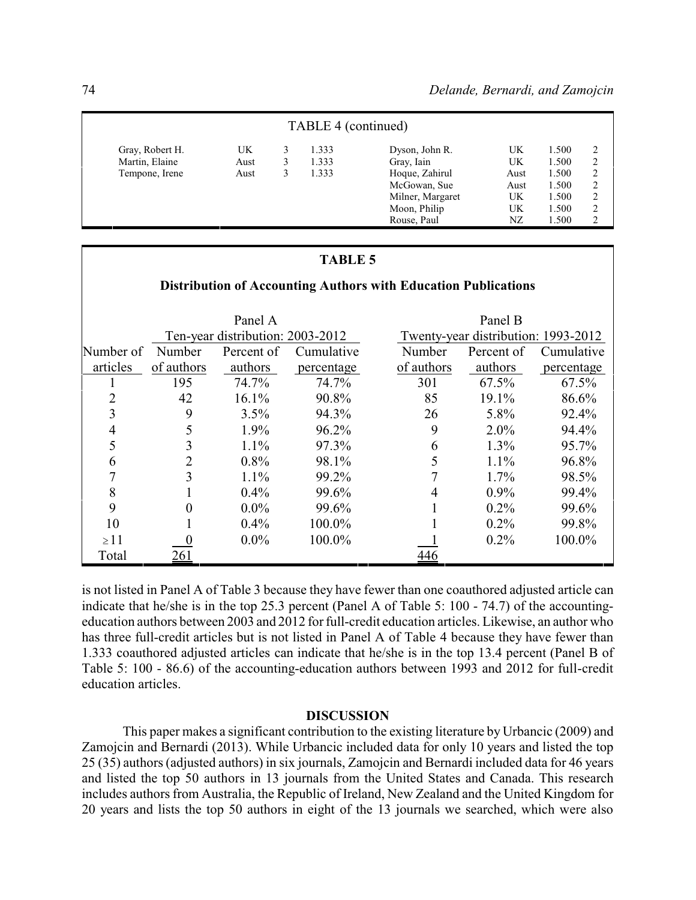TABLE 4 (continued)

| | | | | | | | |
|---|---|---|---|---|---|---|---|
| Gray, Robert H. | UK | 3 | 1.333 | Dyson, John R. | UK | 1.500 | 2 |
| Martin, Elaine | Aust | 3 | 1.333 | Gray, Iain | UK | 1.500 | 2 |
| Tempone, Irene | Aust | 3 | 1.333 | Hoque, Zahirul | Aust | 1.500 | 2 |
| | | | | McGowan, Sue | Aust | 1.500 | 2 |
| | | | | Milner, Margaret | UK | 1.500 | 2 |
| | | | | Moon, Philip | UK | 1.500 | 2 |
| | | | | Rouse, Paul | NZ | 1.500 | 2 |

**TABLE 5**

**Distribution of Accounting Authors with Education Publications**

| | Panel A Ten-year distribution: 2003-2012 | | | Panel B Twenty-year distribution: 1993-2012 | | |
|---|---|---|---|---|---|---|
| Number of articles | Number of authors | Percent of authors | Cumulative percentage | Number of authors | Percent of authors | Cumulative percentage |
| 1 | 195 | 74.7% | 74.7% | 301 | 67.5% | 67.5% |
| 2 | 42 | 16.1% | 90.8% | 85 | 19.1% | 86.6% |
| 3 | 9 | 3.5% | 94.3% | 26 | 5.8% | 92.4% |
| 4 | 5 | 1.9% | 96.2% | 9 | 2.0% | 94.4% |
| 5 | 3 | 1.1% | 97.3% | 6 | 1.3% | 95.7% |
| 6 | 2 | 0.8% | 98.1% | 5 | 1.1% | 96.8% |
| 7 | 3 | 1.1% | 99.2% | 7 | 1.7% | 98.5% |
| 8 | 1 | 0.4% | 99.6% | 4 | 0.9% | 99.4% |
| 9 | 0 | 0.0% | 99.6% | 1 | 0.2% | 99.6% |
| 10 | 1 | 0.4% | 100.0% | 1 | 0.2% | 99.8% |
| ≥11 | 0 | 0.0% | 100.0% | 1 | 0.2% | 100.0% |
| Total | 261 | | | 446 | | |

is not listed in Panel A of Table 3 because they have fewer than one coauthored adjusted article can indicate that he/she is in the top 25.3 percent (Panel A of Table 5: 100 - 74.7) of the accounting-education authors between 2003 and 2012 for full-credit education articles. Likewise, an author who has three full-credit articles but is not listed in Panel A of Table 4 because they have fewer than 1.333 coauthored adjusted articles can indicate that he/she is in the top 13.4 percent (Panel B of Table 5: 100 - 86.6) of the accounting-education authors between 1993 and 2012 for full-credit education articles.

## DISCUSSION

This paper makes a significant contribution to the existing literature by Urbancic (2009) and Zamojcin and Bernardi (2013). While Urbancic included data for only 10 years and listed the top 25 (35) authors (adjusted authors) in six journals, Zamojcin and Bernardi included data for 46 years and listed the top 50 authors in 13 journals from the United States and Canada. This research includes authors from Australia, the Republic of Ireland, New Zealand and the United Kingdom for 20 years and lists the top 50 authors in eight of the 13 journals we searched, which were also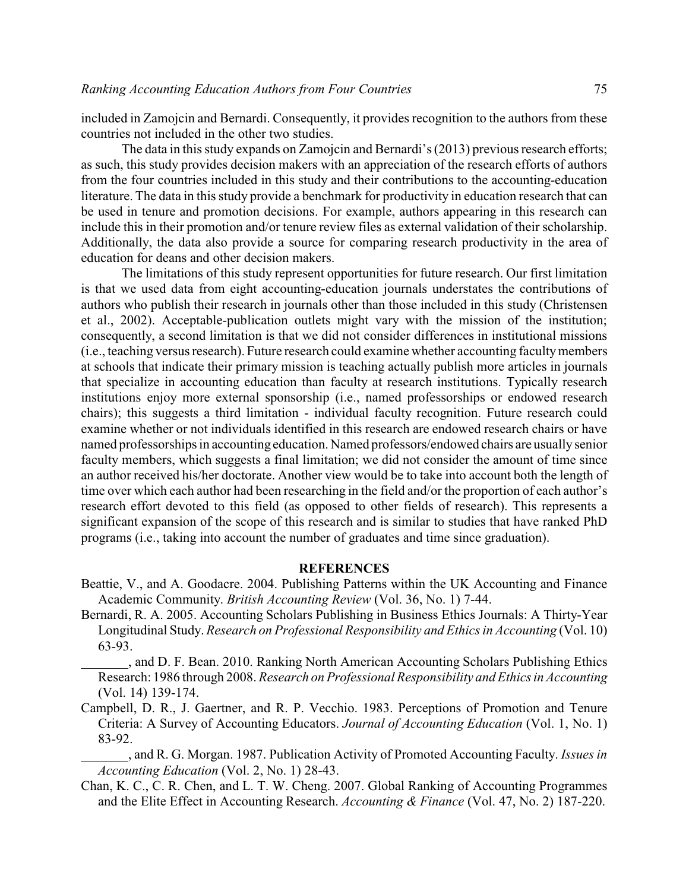included in Zamojcin and Bernardi. Consequently, it provides recognition to the authors from these countries not included in the other two studies.

The data in this study expands on Zamojcin and Bernardi's (2013) previous research efforts; as such, this study provides decision makers with an appreciation of the research efforts of authors from the four countries included in this study and their contributions to the accounting-education literature. The data in this study provide a benchmark for productivity in education research that can be used in tenure and promotion decisions. For example, authors appearing in this research can include this in their promotion and/or tenure review files as external validation of their scholarship. Additionally, the data also provide a source for comparing research productivity in the area of education for deans and other decision makers.

The limitations of this study represent opportunities for future research. Our first limitation is that we used data from eight accounting-education journals understates the contributions of authors who publish their research in journals other than those included in this study (Christensen et al., 2002). Acceptable-publication outlets might vary with the mission of the institution; consequently, a second limitation is that we did not consider differences in institutional missions (i.e., teaching versus research). Future research could examine whether accounting faculty members at schools that indicate their primary mission is teaching actually publish more articles in journals that specialize in accounting education than faculty at research institutions. Typically research institutions enjoy more external sponsorship (i.e., named professorships or endowed research chairs); this suggests a third limitation - individual faculty recognition. Future research could examine whether or not individuals identified in this research are endowed research chairs or have named professorships in accounting education. Named professors/endowed chairs are usually senior faculty members, which suggests a final limitation; we did not consider the amount of time since an author received his/her doctorate. Another view would be to take into account both the length of time over which each author had been researching in the field and/or the proportion of each author's research effort devoted to this field (as opposed to other fields of research). This represents a significant expansion of the scope of this research and is similar to studies that have ranked PhD programs (i.e., taking into account the number of graduates and time since graduation).

## REFERENCES

Beattie, V., and A. Goodacre. 2004. Publishing Patterns within the UK Accounting and Finance Academic Community. *British Accounting Review* (Vol. 36, No. 1) 7-44.

Bernardi, R. A. 2005. Accounting Scholars Publishing in Business Ethics Journals: A Thirty-Year Longitudinal Study. *Research on Professional Responsibility and Ethics in Accounting* (Vol. 10) 63-93.

_______, and D. F. Bean. 2010. Ranking North American Accounting Scholars Publishing Ethics Research: 1986 through 2008. *Research on Professional Responsibility and Ethics in Accounting* (Vol. 14) 139-174.

Campbell, D. R., J. Gaertner, and R. P. Vecchio. 1983. Perceptions of Promotion and Tenure Criteria: A Survey of Accounting Educators. *Journal of Accounting Education* (Vol. 1, No. 1) 83-92.

_______, and R. G. Morgan. 1987. Publication Activity of Promoted Accounting Faculty. *Issues in Accounting Education* (Vol. 2, No. 1) 28-43.

Chan, K. C., C. R. Chen, and L. T. W. Cheng. 2007. Global Ranking of Accounting Programmes and the Elite Effect in Accounting Research. *Accounting & Finance* (Vol. 47, No. 2) 187-220.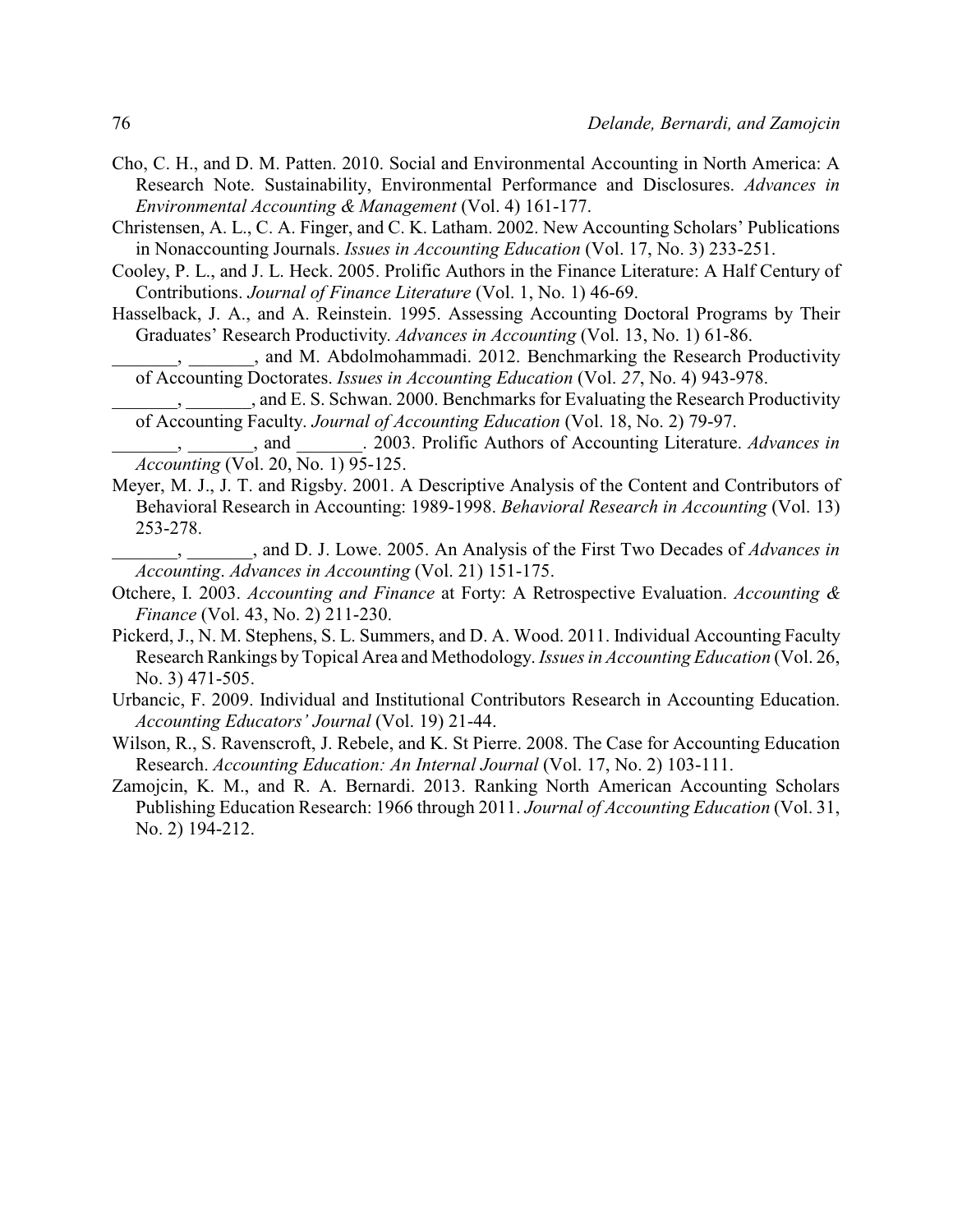Cho, C. H., and D. M. Patten. 2010. Social and Environmental Accounting in North America: A Research Note. Sustainability, Environmental Performance and Disclosures. *Advances in Environmental Accounting & Management* (Vol. 4) 161-177.

Christensen, A. L., C. A. Finger, and C. K. Latham. 2002. New Accounting Scholars' Publications in Nonaccounting Journals. *Issues in Accounting Education* (Vol. 17, No. 3) 233-251.

Cooley, P. L., and J. L. Heck. 2005. Prolific Authors in the Finance Literature: A Half Century of Contributions. *Journal of Finance Literature* (Vol. 1, No. 1) 46-69.

Hasselback, J. A., and A. Reinstein. 1995. Assessing Accounting Doctoral Programs by Their Graduates' Research Productivity. *Advances in Accounting* (Vol. 13, No. 1) 61-86.

_______, _______, and M. Abdolmohammadi. 2012. Benchmarking the Research Productivity of Accounting Doctorates. *Issues in Accounting Education* (Vol. *27*, No. 4) 943-978.

_______, _______, and E. S. Schwan. 2000. Benchmarks for Evaluating the Research Productivity of Accounting Faculty. *Journal of Accounting Education* (Vol. 18, No. 2) 79-97.

_______, _______, and _______. 2003. Prolific Authors of Accounting Literature. *Advances in Accounting* (Vol. 20, No. 1) 95-125.

Meyer, M. J., J. T. and Rigsby. 2001. A Descriptive Analysis of the Content and Contributors of Behavioral Research in Accounting: 1989-1998. *Behavioral Research in Accounting* (Vol. 13) 253-278.

_______, _______, and D. J. Lowe. 2005. An Analysis of the First Two Decades of *Advances in Accounting*. *Advances in Accounting* (Vol. 21) 151-175.

Otchere, I. 2003. *Accounting and Finance* at Forty: A Retrospective Evaluation. *Accounting & Finance* (Vol. 43, No. 2) 211-230.

Pickerd, J., N. M. Stephens, S. L. Summers, and D. A. Wood. 2011. Individual Accounting Faculty Research Rankings by Topical Area and Methodology. *Issues in Accounting Education* (Vol. 26, No. 3) 471-505.

Urbancic, F. 2009. Individual and Institutional Contributors Research in Accounting Education. *Accounting Educators' Journal* (Vol. 19) 21-44.

Wilson, R., S. Ravenscroft, J. Rebele, and K. St Pierre. 2008. The Case for Accounting Education Research. *Accounting Education: An Internal Journal* (Vol. 17, No. 2) 103-111.

Zamojcin, K. M., and R. A. Bernardi. 2013. Ranking North American Accounting Scholars Publishing Education Research: 1966 through 2011. *Journal of Accounting Education* (Vol. 31, No. 2) 194-212.